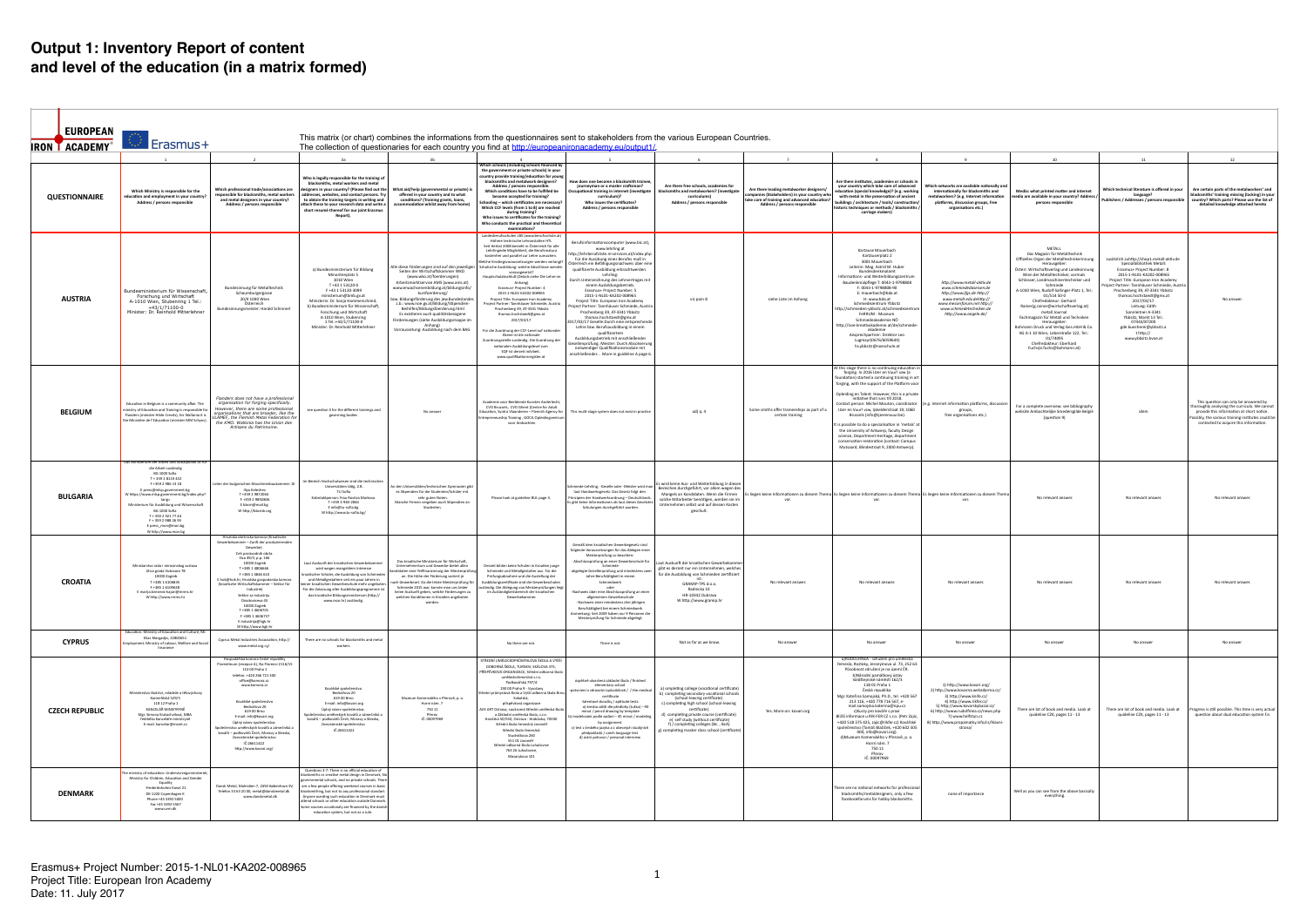# Output 1: Inventory Report of content and level of the education (in a matrix formed)

This matrix (or chart) combines the informations from the questionnaires sent to stakeholders from the various European Countries.
The collection of questionaries for each country you find at http://europeanironacademy.eu/output1/

| QUESTIONNAIRE | 1 | 2 | 3a | 3b | 4 | 5 | 6 | 7 | 8 | 9 | 10 | 11 | 12 |
|---|---|---|---|---|---|---|---|---|---|---|---|---|---|
| | Which Ministry is responsible for the education and employment in your country? Address / persons responsible | Which professional trade/associations are responsible for blacksmiths, metal workers and metal designers in your country? Address / persons responsible | Who is legally responsible for the training of blacksmiths, metal workers and metal designers in your country? (Please find out the addresses, websites, and contact persons. Try to obtain the training targets in writing and attach these to your research data and write a short resumé thereof for the joint Erasmus Report). | What aid/help (governmental or private) is offered in your country and to what conditions? (Training grants, loans, accommodation whilst away from home) | Which schools (including schools financed by the government or private schools) in your country provide training/education for young blacksmiths and metalwork designers? Address / persons responsible. Which conditions have to be fulfilled to become accepted for training? Schooling – which certificates are necessary? Which CEF levels (from 1 to 8) are reached during training? Who issues to certificates for the training? Who conducts the practical and theoretical examinations? | How does one become a blacksmith trainee, journeyman or a master craftsman? Occupational training in internet (investigate curriculum)? Who issues the certificates? Address / persons responsible | Are there free schools, academies for blacksmiths and metalworkers? (investigate curriculums) Address / persons responsible | Are there leading metalworker designers/ companies (Stakeholders) in your country who take care of training and advanced education? Address / persons responsible | Are there institutes, academies or schools in your country which take care of advanced education (special knowledge)? (e.g. working with metal in the preservation of ancient buildings / architecture / tools/ construction/ historic techniques or methods / blacksmiths / carriage makers) | Which networks are available nationally and internationally for blacksmiths and metalworkers? (e.g. Internet information platforms, discussion groups, free organisations etc.) | Medias: what printed matter and internet media are available in your country? Address / persons responsible | Which technical literature is offered in your language? Publishers / Addresses / persons responsible | Are certain parts of the metalworkers' and blacksmiths' training missing (lacking) in your country? Which parts? Please see the list of detailed knowledge attached hereto |
| **AUSTRIA** | Bundesministerium für Wissenschaft, Forschung und Wirtschaft A-1010 Wien, Stubenring 1 Tel.: +43/1/71100-0 Minister: Dr. Reinhold Mitterlehner | Bundesinnung für Metalltechnik Schaumburgergasse 20/4 1040 Wien Österreich Bundesinnungsmeister: Harald Schinnerl | a) Bundesministerium für Bildung Minoritenplatz 5 1010 Wien T +43 1 53120-0 F +43 1 53120-3099 ministerium@bmb.gv.at Ministerin: Dr. Sonja Hammerschmid; b) Bundesministerium für Wissenschaft, Forschung und Wirtschaft A-1010 Wien, Stubenring 1 Tel.: +43/1/71100-0 Minister: Dr. Reinhold Mitterlehner | Alle diese Förderungen sind auf den jeweiligen Seiten der Wirtschaftskammer WKO (www.wko.at/foerderungen) Arbeitsmarktservice AMS (www.ams.at) ... | Landesberufsschule LBS ... | Berufsinformationscomputer (www.bic.at), www.lehrling.at ... | via point 8 | siehe Liste im Anhang | Kartause Mauerbach Kartäuserplatz 2 3001 Mauerbach ... | http://www.metall-aktiv.de www.schmiedeforum.de ... | METALL Das Magazin für Metalltechnik ... | zusätzlich zu http://shop1.metall-aktiv.de Spezialbibliothek Metall ... | No answer. |
| **BELGIUM** | Education in Belgium is a community affair. The ministry of Education and Training is responsible for Flanders (minister Hilde Crevits), for Wallonia it is the Ministère de l'Éducation (minister Marie Schyns). | *Flanders does not have a professional organisation for forging specifically. However, there are some professional organisations that are broader, like the VLAMEF, the Flemish Metal Federation for the KMO. Wallonia has the Union des Artisans du Patrimoine.* | see question 4 for the different trainings and governing bodies | No answer | Academie voor Beeldende Kunsten Anderlecht, CVO Brussels, CVO ... Syntra Vlaanderen – Flemish Agency for Entrepreneurship Training, GOCA Opleidingscentrum voor Ambachten | This multi-stage system does not exist in practice | adj q. 4 | Some smiths offer traineeships as part of a certain training | At this stage there is no continuing education in forging. In 2016 ... started a continuing training in art forging, with the support of the Platform voor Opleiding in Talent. However, this is a private initiative that runs till 2018. ... It is possible to do a specialisation in 'metals' at the University of Antwerp, faculty Design science, Department Heritage, department conservation-restoration (contact: Campus Mutsaard, Blindestraat 9, 2000 Antwerp). | e.g. internet information platforms, discussion groups, free organisations etc.) | For a complete overview: see bibliography website Ambachtelijke Smeedergilde België (question 9) | idem | This question can only be answered by thoroughly analysing the curricula. We cannot provide this information at short notice. Possibly, the various training institutes could be contacted to acquire this information. |
| **BULGARIA** | Das Ministerium der Arbeit und Sozialpolitik ist für die Arbeit zuständig ... Ministerium für Ausbildung und Wissenschaft ... | Leiter der bulgarischen Maschinenbaukammer ... | Im Bereich Hochschulwesen sind die technischen Universitäten tätig, z.B. TU Sofia ... | An den Universitäten/technischen Gymnasien gibt es Stipendien für die Studenten/Schüler mit sehr guten Noten. Manche Firmen vergeben auch Stipendien an Studenten. | Please look at guideline BUL page 5. | Schmiede-Lehrling, -Geselle oder -Meister wird man laut Handwerksgesetz. ... | Es wird keine Aus- und Weiterbildung in diesem Bereichen durchgeführt ... | Es liegen keine Informationen zu diesem Thema vor. | Es liegen keine Informationen zu diesem Thema vor. | Es liegen keine Informationen zu diesem Thema vor. | No relevant answer | No relevant answer | No relevant answer |
| **CROATIA** | Ministarstvo rada i mirovinskog sustava Ulica grada Vukovara 78 10000 Zagreb ... | Hrvatska obrtnička komora ... | Laut Auskunft der kroatischen Gewerbekammer ... | Das kroatische Ministerium für Wirtschaft ... | Derzeit bilden keine Schulen in Kroatien junge Schmiede und Metallgestalter aus. ... | Gemäß dem kroatischen Gewerbegesetz ... | Laut Auskunft der kroatischen Gewerbekammer gibt es derzeit nur ein Unternehmen, welches für die Ausbildung von Schmieden zertifiziert ist: GRAMIP-TPS d.o.o. Rošinska 33 HR-10362 Dubrava W http://www.gramip.hr | No relevant answer | No relevant answer | No relevant answer | No relevant answer | No relevant answer | No relevant answer |
| **CYPRUS** | Education: Ministry of Education and Culture, Mr. Elias Margadjis, 22800851 Employment: Ministry of Labour, Welfare and Social Insurance | Cyprus Metal Industries Association, http://www.metal.org.cy/ | There are no schools for blacksmiths and metal workers | | No there are not. | There is not. | Not as far as we know. | No answer | No answer | No answer | No answer | No answer | No answer |
| **CZECH REPUBLIC** | Ministerstvo školství, mládeže a tělovýchovy Karmelitská 529/5 118 12 Praha 1 KANCELÁŘ MINISTRYNĚ Mgr. Kateřina Valachová, Ph.D. ... E-mail: kancelar@msmt.cz | Hospodářská komora České republiky ... Kovářské společenstvo ... | Kovářské společenstvo Bechalova 20 619 00 Brno ... | Muzeum Komenského v Přerově, p. o. Horní nám. 7 750 11 Přerov IČ: 00097969 | STŘEDNÍ UMĚLECKOPRŮMYSLOVÁ ŠKOLA A VYŠŠÍ ODBORNÁ ŠKOLA, TURNOV ... | ... finished elementary school ... | a) completing college (vocational certificate) b) completing secondary vocational schools (school-leaving certificate) c) completing high school (school-leaving certificate) d) completing private course (certificate) e) self study (without certificate) f) completing colleges (Bc., BcA) g) completing master class school (certificate) | Yes. More on: kovari.org | ... | 1) http://www.kovari.org/ 2) http://www.kovarna.webzdarma.cz/ ... | There are lot of book and media. Look at guideline CZE, pages 11 - 13 | There are lot of book and media. Look at guideline CZE, pages 11 - 13 | Progress is still possible. This time is very actual question about dual education system for ... |
| **DENMARK** | The ministry of education: Undervisningsministeriet, Ministry for Children, Education and Gender Equality Frederiksholms Kanal 21 DK-1220 Copenhagen K Phone +45 3392 5000 Fax +45 3392 5567 www.uvm.dk | Dansk Metal, Nyropsgade 7, 1050 København K Telefon 33 63 20 00, metal@danskmetal.dk www.danskmetal.dk | Questions 3-7: There is no official education of blacksmiths or creative metal design in Denmark. No governmental schools, and no private schools. There are a few people offering weekend courses in basic blacksmithing, but not to any professional standard. Anyone wanting such education in Denmark must attend schools or other education outside Denmark. Some courses could be financed by the Danish education system, but not as a rule. | | | | | | There are no national networks for professional blacksmiths/metaldesigners, only a few Facebookforums for hobby blacksmiths. | none of importance | Well as you can see from the above basically everything | | |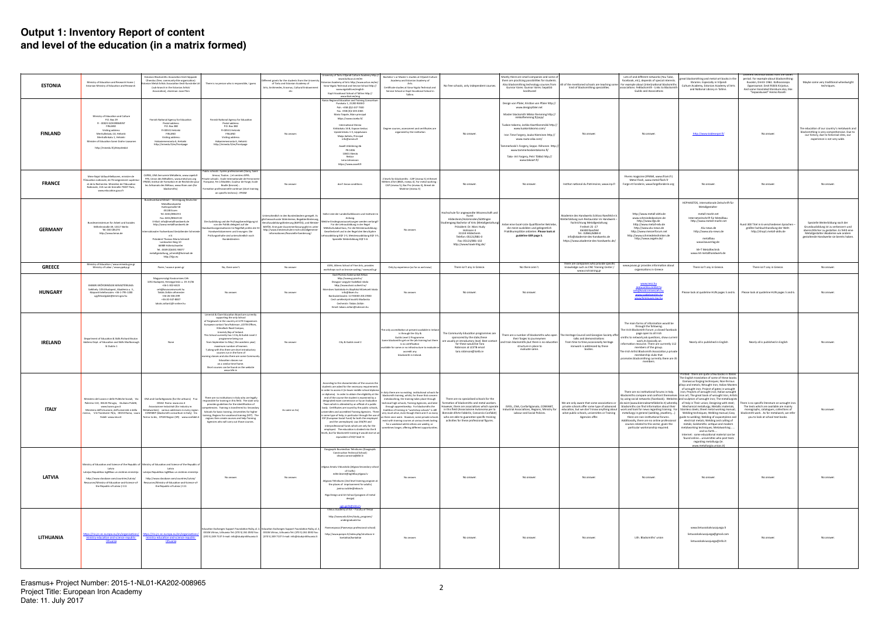# Output 1: Inventory Report of content and level of the education (in a matrix formed)

| | | | | | | | | | | | | | |
|---|---|---|---|---|---|---|---|---|---|---|---|---|---|
| **ESTONIA** | Ministry of Education and Research Home \| Estonian Ministry of Education and Research | Estonian Blacksmiths Association Eesti Sepaade Ühendus (free, community-like organization); Estonian Metal Artists Association Eesti Kunstnike Liit (sub-branch in the Estonian Artists' Association), chairman Jaan Pärn | There is no person who is responsible, I guess | Different grants for the students from the University of Tartu and Estonian Academy of Arts, Archimedes, Erasmus, Cultural Endowment etc. | University of Tartu Viljandi Culture Academy http://www.kultuur.ut.ee/en; Estonian Academy of Arts http://www.artun.ee/en/; Saaremaa Vocational School; Vana-Vigala Technical and Service School; Kapli Vocational School of Tallinn | Bachelor's or Master's studies at Viljandi Culture Academy and Estonian Academy of Arts. Certificate studies at Vana-Vigala Technical and Service School or Kapli Vocational School in Tallinn | No free schools, only independent courses | Mostly there are small companies and some of them are practicing possibilities for students. Also blacksmithing technology courses from Gunnar Varric Suvmar Varric Sepatöö koolitused | All of the mentioned schools are teaching some kind of blacksmithing specialities | Lots of and different networks (YouTube, Facebook, etc), depends of special interests. For example about (inter)national blacksmiths associations: Fellowsmith - Links to blacksmith Guilds and Associations | great blacksmithing and metal-art books in the libraries. Especially in Viljandi Culture Academy, Estonian Academy of Arts and National Library in Tallinn. | Different technical books that are older period. For example about blacksmithing: Kuuskin, Dmitri 1965. Kolmassepa õppetunnid. Sedi Rikkik Kirjastus. And some translated literature also, like "Sepaoskused" Heimo Kaseli | Maybe some very traditional wheelwright techniques. |
| **FINLAND** | Ministry of Education and Culture P.O. Box 29 FI - 00023 GOVERNMENT FINLAND Visiting address: Meritullinkatu 10, Helsinki Meritullinkatu 1, Helsinki Minister of Education Sanni Grahn-Laasonen http://minedu.fi/yhteystiedot | Finnish National Agency for Education Postal address: P.O. Box 380 FI-00531 Helsinki FINLAND Visiting address: Hakaniemenranta 6, Helsinki http://minedu.fi/en/frontpage | Finnish National Agency for Education Postal address: P.O. Box 380 FI-00531 Helsinki FINLAND Visiting address: Hakaniemenranta 6, Helsinki http://minedu.fi/en/frontpage | No answer. | Raseko Regional Education and Training Consortium Pursikatu 1, 21200 RAISIO Puh. +358 (0)2 437 7500 https://www.raseko.fi/ International Dennis; Kirkkolatu 1-3, Lepaa Maija Aaltola, Principal; Axxell Utbildning Ab PB 1006 10601 Ekenäs Rektor Lena Johansson https://www.axxell.fi | Degree courses, assessment and certificates are organized by the institution | No answer. | Design von Pfaler, Kirsten von Pfaler http:// www.designpfaler.net; Master blacksmith Mikko Flemming http:// mikkoflemming.fi/paja/; Tuukon takomo, Jarkko Kaartilanmäki http:// www.tuukontakomo.com/; Iron Time Forgery, Jouko Nieminen http:// www.rauta-aika.com/; Tammerkoski's Forgery, Seppo Rihonen http:// www.tammerkoskentakomo.fi/; Taito- Art Forgery, Petri Tölkkö http:// www.tolccart.fi/ | No answer. | No answer. | http://www.taalaonpat.fi/ | No answer. | The education of our country's metalwork and blacksmithing is very comprehensive. Due to our history, due to historical sites, our experience is not very wide. |
| **FRANCE** | Mme Najat Vallaud-Belkacem, ministre de l'Éducation nationale, de l'Enseignement supérieur et de la Recherche. Ministère de l'Éducation Nationale, 110 rue de Grenelle 75007 Paris, www.education.gouv.fr | CAPEB, UNA Serrurerie Métallerie, www.capeb.fr FFB, Union des Métalliers, www.metaltiers.org IFRAM, Institut de Formation et de Recherche pour les Artisanats des Métaux, www.ifram.com (for blacksmiths) | Public schools : lycées professionnels (Hairy, Saint-Amour, Toulon...) et centres AFPA. Private schools : Ecole Internationale de Ferronnerie Française, Fer à Modeler, Couleur de Forge, Ecole Boulle (bronze)... Formation professionnelle continue (short training on specific technics) : IFRAM | No answer. | don't know conditions | 2 levels for blacksmiths : CAP (niveau 5) et Brevet Métiers d'Art (BMA, niveau 4). For metal working : CAP (niveau 5), Bac Pro (niveau 4), Brevet de Maîtrise (niveau 3) | No answer. | No answer. | Institut national du Patrimoine, www.inp.fr | Revues magazine (IFRAM, www.ifram.fr) Metal Flash, www.metalflash.fr Forge et Fonderie, www.forgefonderie.org | No answer. | No answer. | No answer. |
| **GERMANY** | Bundesministerium für Arbeit und Soziales Wilhelmstraße 49, 10117 Berlin Tel.: 030 18527 0 http://www.bmas.de | Bundesverband Metall – Vereinigung Deutscher Metallhandwerke Huttropstraße 58 45138 Essen Tel.: 0201/89619-0 Fax: 0201/89619-20 E-Mail: info@metallhandwerk.de http://www.metallhandwerk.de; Internationaler Fachverband Gestaltender Schmiede e.V. Präsident Thomas-Maria Schmidt Lambacher Weg 10 86989 Kühlenthal Tel.: 0049 (0)8231 93077 metallgestaltung_schmidt@hotmail.de http://ifgs.eu | Die Ausbildung und die Prüfungsberechtigung ist von der Politik delegiert auf die Handwerkskammern (meistens mit Prüfungen der 53 Handwerkskammern und Innungen. Die Prüfungsinhalte sind unterschiedlich nach Bundesländern | Unterschiedlich in den Bundesländern geregelt. Es gibt beispielsweise Wohnheime, Begabtenförderung, Berufsausbildungsförderung (BAFÖG), und Meister-BAFÖG. Eine gute Zusammenfassung gibt es unter http://www.meisterschulen-recht.de/allgemeine-informationen/finanzielle-förderung/ | Siehe Liste der Landeshilfsdienstes und Institute im Anhang. Weiterbildungsvoraussetzungen werden verlangt? Für die Lehrausbildung ist der Regel Mittelschulabschluss, Für die Meisterausbildung Gesellenbrief und in der Regel drei Berufsjahre Lehrausbildung EQF 3-5, Meisterausbildung EQF 3-5, Spezielle Weiterbildung EQF 5-6 | No answer. | Hochschule für angewandte Wissenschaft und Kunst Hildesheim/Holzminden/Göttingen Studiengang Bachelor of Arts (Metallgestaltung) Präsident: Dr. Marc Hudy Hohnsen 4 31134 Hildesheim Telefon: 05121/881-0 Fax: 05121/881-162 http://www.hawk-hhg.de/ | Auf einer Karte sind geeignete Betriebe, die meist ausbilden und gelegentlich Praktikumsplätze anbieten. Please look at guideline GER page 5. | Akademie des Handwerks Schloss Raesfeld e.V. Weiterbildung zum Restaurator im Handwerk – Fachrichtung Metallgestaltung Freiheit 25 -27 46348 Raesfeld Tel.: 02865/6084-0 info@akademie-des-handwerks.de https://www.akademie-des-handwerks.de/ | http://www.metall-aktiv.de www.schmiedeplanet.de http://www.ifgs.de http://www.metall-web.de http://www.ala-news.de http://www.metallforum.net http://www.schmiedetechniken.de http://www.esgeke.de/ | HEPHAISTOS, internationale Zeitschrift für Metallgestalter; metall-markt.net Internetzeitschrift für Metallbau http://www.metall-markt.net; Ala-news.de http://www.ala-news.de; metallbau www.bauverlag.de; M+T Metalltechnik www.mt-metallhandwerk.de | Rund 300 Titel in 6 verschiedenen Sprachen – größte Fachbuchhandlung der Welt: http://shop1.metall-aktiv.de | Spezielle Weiterbildung nach der Grundausbildung ist zu verbessern und übersichtlicher zu gestalten. Es fehlt eine Metallgestalten-Akademie wie andere gestaltende Handwerke sie bereits haben |
| **GREECE** | Ministry of Education / www.minedu.gov.gr Ministry of Labor / www.ypakp.gr | There / www.e-poem.gr | No, there aren't. | No answer | ASFA, Athens School of Fine Arts, provides workshops such as bronze casting / www.asfa.gr | Only by experience (as far as we know) | There isn't any in Greece. | No there aren't. | There are companies who provide specific knowledge such as CNC Training Center / www.cnctraining.gr | www.paxas.gr provides information about organizations in Greece | There isn't any in Greece. | There isn't any in Greece. | No answer. |
| **HUNGARY** | EMBERI ERŐFORRÁSOK MINISZTÉRIUMA Székhely: 1054 Budapest, Akadémia u. 3., Központi telefonszám: +36-1-795-1200 ugyfelszolgalat@emmi.gov.hu | Magyarországi Kovácsmives Céh 1051 Budapest, Hercegprímás u. 19. II/36 +36-1-302-6615 cehi@kovacsmesterek.hu Takács Zoltán céhmester +36-26-330-299 +36-20-547-8837 takacs.zoltan@t-online.hu | No answer. | No answer. | Kecli Pandúr Szakiskola Ercsi; Dévaványai Szakképző Iskola; Kovács Szakiskola és Alapfokú Művészeti Iskola; Cech umeleckých kovářů Matlanius; Takács Zoltán (details not clearly legible) | No answer. | No answer. | No answer. | No answer. | www.netz.hu www.kovacsmesterek.hu info@kovacsmesterek.hu www.szakkepzo.hu www.femmuves-ipa.hu | Please look at guideline HUN pages 5 and 6. | Please look at guideline HUN pages 5 and 6. | No answer. |
| **IRELAND** | Department of Education & Skills Richard Bruton Address Dept. of Education and Skills Marlborough St Dublin 1 | None | Limerick & Clare Education Board are currently supporting the only School of Forgework in the country at LCETB Capparkee. European contact Tara Robinson LCETB O'Brien, Kilmallock Road Campus, Limerick, Rep of Ireland. This School currently has 1 City & Guilds Level 2 programme being run from September to May (the academic year) maximum number of learners. Talking with this there are short introductory courses run in the form of evening classes and also there are some Community Education classes run on a similar time frame. Short courses can be found on the website www.lcfe.ie | No answer | City & Guilds Level 2 | The only accreditation at present available in Ireland is through the City & Guilds Level 2 Programme. Some blacksmiths get on the job training but there is no certification available for same or no infrastructure to evaluate or accredit any blacksmith in Ireland. | The Community Education programmes are sponsored by the state, these are usually at introductory level. Best contact for these would be Tara Robinson at LCETB email tara.robinson@lcetb.ie | There are a number of blacksmiths who open their forges to journeymen and Irish blacksmiths but there is no education structure in place to evaluate same. | The Heritage Council and Georgian Society offer talks and demonstrations from time to time occasionally heritage ironwork is addressed by these bodies. | The main forms of information would be through the following. The Irish Blacksmith Forum, a closed facebook page open to all Irish smiths to network ask questions, show current work, its basically an information resource. There are currently 112 members of the group. The Irish Artist Blacksmith Association a private membership club that promotes blacksmithing currently there are 35 members. | Nearly all is published in English | Nearly all is published in English | No answer. |
| **ITALY** | Ministero del Lavoro e delle Politiche Sociali, Via Palermo 131, 00126 Perugia, Giuliano Poletti, www.lavoro.gov.it; Ministero dell'Istruzione, dell'Università e della ricerca, V.le Trastevere 76/a, 00153 Roma, Laura Fedeli, www.miur.it | CNA and Confartigianato (for the artisans) P.za 00162 Roma www.cna.it; Associazione Industriali (for industry in Metalworkers) various addresses in every region; CONFAPI (blacksmith consortium in Italy) Via Tomo Lo bis, 37020 Region (VR) www.confabfr.it | There are no institutions in Italy who are legally responsible for training in this field. The state only provides guidelines for the identification of competences. Training is transferred to: Secondary Schools for basic training, Universities for higher training, Regions for vocational training (EQF). The region then create courses and help Training Agencies who will carry out these courses. | As same as list | According to the characteristics of the courses the students are asked for the necessary requirements in order to access it (ie lower middle school diploma or diploma). In order to obtain the eligibility at the end of the course the student is examined by a designated exam commission or by an Evaluation Team which is attended by an official of a public body. Certificates are issued by the public schools, universities and accredited Training Agencies. There is some type of help, in particular through the use of ESF (European Social Fund) for both the employees and the unemployed. Law 236/93 and interprofessional funds which are only for the employed. The education is divided into the 8 levels, but for blacksmith training it would start at an equivalent of EQF level III | In Italy there are no existing institutional schools for blacksmith training, whilst, for those that concern metalworking, the training takes place through technical high schools, Training Agencies, and later through apprenticeship. For blacksmiths the tradition of training in "workshop schools" is still very much alive, even though there aren't so many as there once were. However, some private schools exist with training courses at various levels lasting for a weekend whilst others are weekly or sometimes longer, offering different opportunities. | There are no specialized schools for the formation of blacksmiths and metal workers. However, there are associations which operate in this field (Associazione Autonoma per la Biennale d'Arte Fabbrile, Consorzio Confabr) who are able to guarantee specific training activities for these professional figures. | ISFOL, CNA, Confartigianato, CONFAPI, Industrial Associations, Regions, Ministry for Labour and Social Policies. | We are only aware that some associations or private schools offer some type of advanced education, but we don't know anything about what public schools, universities or Training Agencies offer. | There are no institutional forums in Italy. Blacksmiths compare and confront themselves by using social networks (Facebook). Websites do exist (www.biennaledarrtefabbrile.it) whereby blacksmiths can find information about their work and look for news regarding training. For metallurgy in general (welding, jewellery,...) there are non-institutional forums. Additionally, there are no online professional courses related to this sector, given the particular workmanship required. | Printed: There are quite a few books in Italian. The English translation of some of these books: Illustrious forging techniques; Non-ferrous alloys and metals; Wrought iron; Italian Masters of wrought iron; Project of gates in wrought iron; Projects of wrought iron; Italian wrought iron art; The great book of wrought iron; Artists and sculptors of wrought iron; The metallurgists of Italy in Their union; Designing with steel; Mechanical metallurgy; Metallic materials; Stainless steels; Sheet metal working manual; Welding techniques; Welding manual; Easy guide to welding; Welding of austenitic and electrical metals; Welding and cutting of metals; Goldsmiths: antique and modern metalworking techniques; Metalworking...... and so forth... Internet: some educational material can be found online... universities who post texts regarding metallurgy (ie. www.metallurgia.unicas.it) | There is no specific literature on wrought iron. The texts which are available are mainly monographs, catalogues, collections of blacksmiths work. As for metalwork, we refer you to look at school text books. | No answer. |
| **LATVIA** | Ministry of Education and Science of the Republic of Latvia Latvijas Republikas Izglītības un zinātnes ministrija http://www.ebookstar.com/countries/latvia/ Resources/Ministry-of-Education-and-Science-of-the-Republic-of-Latvia-1-111 | Ministry of Education and Science of the Republic of Latvia Latvijas Republikas Izglītības un zinātnes ministrija http://www.ebookstar.com/countries/latvia/ Resources/Ministry-of-Education-and-Science-of-the-Republic-of-Latvia-1-111 | No answer. | No answer. | Daugavpils Būvniecības Tehnikums (Daugavpils Construction Technical School) dbtaks.lanzeve@tdkt.lv; Jelgava Amatu Vidusskola (Jelgava Secondary school of Crafts) edite.leone@jtgaliba.jelgava.lv; Jelgavas Tehnikums (2nd level training program at the places of imprisonment for adults) janina.radzite@edus.lv; Riga Design and Art School (program of metal design) rdjv.gatis@edus.lv | No answer. | No answer. | No answer. | No answer. | No answer. | No answer. | No answer. | No answer. |
| **LITHUANIA** | https://ec.jrc.ec.europa.eu/en/organisations/ministry-education-and-science-republic-lithuania | https://ec.jrc.ec.europa.eu/en/organisations/ministry-education-and-science-republic-lithuania | Education Exchanges Support Foundation Rožių al. 2, 03106 Vilnius, Lithuania Tel. (370 5) 261 0592 Fax. (370 5) 249 7137 E-mail: info@studyinlithuania.lt | Education Exchanges Support Foundation Rožių al. 2, 03106 Vilnius, Lithuania Tel. (370 5) 261 0592 Fax. (370 5) 249 7137 E-mail: info@studyinlithuania.lt | Vilnius Academy of Art – Faculty of Telsiai http://www.vda.lt/en/study_programs/undergraduate-ba; Panevezyus (Panevezys professional school) http://www.panpro.lt/index.php/struktura-ir-kontaktai/kontaktai | No answer. | No answer. | No answer. | No answer. | Lith. Blacksmiths' union | www.lietuvoskalviusajunga.lt lietuvoskalviusajunga@gmail.com lietuvoskalviusajunga@inbb.lt | No answer. | No answer. |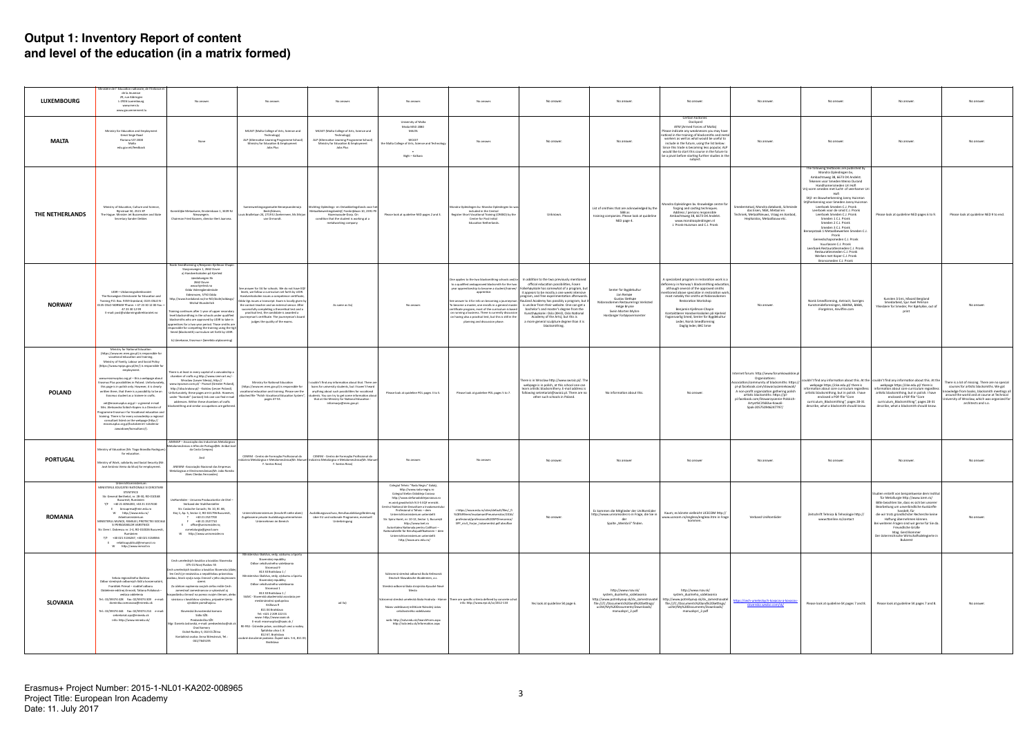# Output 1: Inventory Report of content and level of the education (in a matrix formed)

| | | | | | | | | | | | | | | |
|---|---|---|---|---|---|---|---|---|---|---|---|---|---|---|
| **LUXEMBOURG** | Ministère de l' Education nationale, de l'Enfance et de la Jeunesse 29, rue Aldringen L-2926 Luxembourg www.men.lu www.gouvernement.lu | No answer. | No answer. | No answer. | No answer. | No answer. | No answer. | No answer. | No answer. | No answer. | No answer. | No answer. | No answer. | No answer. |
| **MALTA** | Ministry for Education and Employment Great Siege Road Floriana VLT 2000 Malta edu.gov.mt/feedback | None | MCAST (Malta College of Arts, Science and Technology) ALP (Alternative Learning Programme School) Ministry for Education & Employment Jobs Plus | MCAST (Malta College of Arts, Science and Technology) ALP (Alternative Learning Programme School) Ministry for Education & Employment Jobs Plus | University of Malta Msida MSD 2080 MALTA MCAST the Malta College of Arts, Science and Technology + Right – Kalkara | No answer. | No answer. | No answer. | Certain Factories Dockyard AFM (Armed Forces of Malta) Please indicate any weaknesses you may have noticed in the training of blacksmiths and metal workers as well as what would be useful to include in the future, using the list below: Since this trade is becoming less popular, ALP would like to start this course in the future to be a pivot before starting further studies in the subject. | No answer. | No answer. | No answer. | No answer. |
| **THE NETHERLANDS** | Ministry of Education, Culture and Science, Rijnstraat 50, 2515 XP The Hague. Minister Jet Bussemaker and State Secretary Sander Dekker. | Koninklijke Metaalunie, Einsteinbaan 1, 3439 NJ Nieuwegein. Chairman Fried Kaanen, director Bert Jaarsma. | Samenwerkingsorganisatie Beroepsonderwijs Bedrijfsleven, Louis Braillelaan 24, 2719 EJ Zoetermeer, Ms Mirjan van Ommeren. | Stichting Opleidings- en Ontwikkelingsfonds voor het Metaalbewerkingsbedrijf, Frankrijklaan 10, 2391 PX Hazerswoude-Dorp. On condition that the student is working at a metalworking company | Please look at guideline NED pages 2 and 3. | Mondia Opleidingen bv. Mondia Opleidingen bv was included in the Central Register Short Vocational Training (CRKBO) by the Center for Post Initial Education Netherlands. | Unknown. | List of entities that are acknowledged by the SBB as training companies. Please look at guideline NED page 4. | Mondia Opleidingen bv. Knowledge center for forging and casting techniques Address / persons responsible: Ambachtsweg 3B, 6673 DE Andelst. www.mondiaopleidingen.nl J. Pronk-Huisman and C.J. Pronk | Smedenbestand, Mondia databank, Schmiede das Eisen, NBA, Metaal en Techniek, MetaalNieuws, Vraag en Aanbod, Hephaistos, Metaalbouw etc. | The following textbooks are published by Mondia Opleidingen bv, Ambachtsweg 3B, 6673 DE Andelst: Tekenen voor Smeden Memo Docent Handhamersmeden Un Hoft Vrij-vorm smeden met lucht- of veerhamer Un Hoft Stijl- en Bouwherkenning Jonny Huisman Stijlherkenning voor Smeden Jonny Huisman Leerboek Smeden C.J. Pronk Leerboek voor de smid C.J. Pronk Leerboek Smeden C.J. Pronk Smeden 1 C.J. Pronk Smeden 2 C.J. Pronk Smeden 3 C.J. Pronk Beroepsblad 1 Metaalbewerken Smeden C.J. Pronk Gereedschapsmeden C.J. Pronk Vuurhaarden C.J. Pronk Leerboek Restauratiesmeden C.J. Pronk Restauratiesmeden C.J. Pronk Werken met Koper C.J. Pronk Kroonsmeden C.J. Pronk | Please look at guideline NED pages 6 to 9. | Please look at guideline NED 9 to end. |
| **NORWAY** | UDIR – Utdanningsdirektoratet The Norwegian Directorate for Education and Training P.O. Box. 9359 Grønland, 0135 OSLO Visit: 0135 OSLO NORWAY Phone: + 47 23 30 12 00 Fax: + 47 23 30 12 99 E-mail: post@utdanningsdirektoratet.no | Norsk Smedforening v/Benjamin Kjellman Chapin Stasjonsvegen 1, 2662 Dovre a) Handverksskolen på Kjerkind Jøndalsvegen 36 2662 Dovre www.kjerkind.no Oslo Videregående skole Eidsmoen, 5750 Odda http://www.hordaland.no/nn-NO/skole/oddavgs/ Michal Wunderlich Training continues after 1 year of upper secondary level blacksmithing in the schools under qualified blacksmiths who are approved by UDIR to take in apprentices for a two year period. These smiths are responsible for completing the training using the final trend (blacksmith) curriculum set forth by UDIR. b) Literature, Erasmus+ (Metalls utplassering) | See answer for 3A for schools. We do not have EQF levels, we follow a curriculum set forth by UDIR. Handverksskolen issues a competence certificate. Odda Vgs issues a transcript. Exam is locally given by the contact teacher and an external censor. After successfully completing a theoretical test and a practical test, the candidate is awarded a journeyman's certificate. The journeyman's board judges the quality of the exams. | As same as 3a) | No answer. | One applies to the two blacksmithing schools and/or to a qualified andapproved blacksmith for the two year apprenticeship to become a student/trainee/apprentice. See answer to 3 for info on becoming a journeyman. To become a master, one enrolls in a general master certificate program, most of the curriculum is based on running a business. There is currently discussion on having also a practical test, but this is still in the planning and discussion phase. | In addition to the two previously mentioned official education possibilities, Fosen Folkehøgskole has somewhat of a program, but it appears to be mostly a one week intensive program, and free experimentation afterwards. Haukland Academy has possibly a program, but it is unclear from their website. One can get a bachelor's and master's degree from the Kunsthøgskolen i Oslo (KHiO), Oslo National Academy of the Arts), but this is a more general sculpture degree than it is blacksmithing. | Senter for Bygdekultur Lars Renaas Gustav Stebbe Nidarosdomen Restaurerings Verksted Helge Brynne Svein Morten Myhre Hardanger Fortidsminneslaget | A specialized program in restoration work is a deficiency in Norway's blacksmithing education, although several of the approved smiths mentioned above specialize in restoration work, most notably the smiths at Nidarosdomen Restoration Workshop. Benjamin Kjellman-Chapin Kontaktlærer Handverksskolen på Kjerkind Fagansvarlig Smed, Senter for Bygdekultur Leder, Norsk Smedforening Daglig leder, BKC Smie | No answer. | Norsk Smedforening, Antracit, Sveriges Kunstsmedsforeningen, ABANA, BABA, iForgeIron, Anvilfire.com | Kunsten å Smi, Håvard Bergland Smedarbeid, Sjur Axel Petrsen Yrkeslære for Smeder, Per Bjølvijke, out of print | No answer. |
| **POLAND** | Ministry for National Education (https://www.men.gov.pl) is responsible for vocational education and training. Ministry of Family, Labour and Social Policy (https://www.mpips.gov.pl/en/) is responsible for employment. www.erasmusplus.org.pl – this a webpage about Erasmus Plus possibilities in Poland. Unfortunately, this page is in polish only. However, it is clearly written there, that there is a possibility to be an Erasmus student as a trainee in crafts. vet@erasmusplus.org.pl – a general e-mail Mrs. Aleksandra Sobol-Krajewska is a Director of Programme Erasmus+ for Vocational education and training. There is her own e-mail (na Erasmus+) on the webpage (http://erasmusplus.org.pl/kształcenie-i-szkolenie-zawodowe/kontakt/). | There is at least in every capital of a voivodeship a chamber of crafts e.g. http://www.izrecrafts.eu/ Wrocław (Lower Silesia), https://www.izporzadu.com.pl/ - Poznań (Greater Poland), http://izba.krakow.pl/ - Kraków (Lesser Poland). Unfortunately, these pages are in polish. However, under "Kontakt" (contact) link one can find e-mail addresses. Within these chambers of crafts blacksmithing and similar occupations are gathered. | Ministry for National Education (https://www.men.gov.pl) is responsible for vocational education and training. Please see the attached file "Polish Vocational Education System", pages 47-51. | I couldn't find any information about that. There are loans for university students, but I haven't found anything about such possibilities for vocational students. You can try to get some information about that at the Ministry for National Education – informacja@men.gov.pl. | Please look at guideline POL pages 3 to 5. | Please look at guideline POL pages 5 to 7. | There is in Wrocław http://www.tarcze.pl/. The webpage is in polish, at this school one can learn artistic blacksmithery. E-mail address is following sekretariat@tarcze.pl. There are no other such schools in Poland. | No information about this. | No answer. | Internet forum: http://www.forumkowalskie.pl Organizations: Association/community of blacksmiths: https://pl-pl.facebook.com/stowarzyszeniekowali/ A non-profit organization gathering polish artistic blacksmiths: https://pl-pl.facebook.com/Stowarzyszenie-Polskich-Artystów-Kowali-Spak-201750484247797/ | I couldn't find any information about this. At the webpage https://cke.edu.pl/ there is information about core curriculum regardless artistic blacksmithing, but in polish. I have enclosed a PDF-file "Core curriculum_Blacksmithing", pages 28-31 describe, what a blacksmith should know. | I couldn't find any information about this. At the webpage https://cke.edu.pl/ there is information about core curriculum regardless artistic blacksmithing, but in polish. I have enclosed a PDF-file "Core curriculum_Blacksmithing", pages 28-31 describe, what a blacksmith should know. | There is a lot of missing. There are no special courses for artistic blacksmiths. We got knowledge from books, blacksmith meetings all around the world and at course at Technical University of Wrocław, which was organized for Architects and s.o. |
| **PORTUGAL** | Ministry of Education (Mr. Tiago Brandão Rodrigues) for education. Ministry of Work, solidarity and Social Security (Mr. José António Vieira da Silva) for employment. | AIMMAP – Associação dos Industriais Metalúrgicos, Metalomecânicos e Afins de Portugal(Mr. Aníbal José da Costa Campos) And ANEMM -Associação Nacional das Empresas Metalúrgicas e Electromecânicas(Mr. João Romão Alves Cheilas Fernandes) | CENFIM - Centro de Formação Profissional da Indústria Metalúrgica e Metalomecânica(Mr. Manuel F. Santos Rosa) | CENFIM - Centro de Formação Profissional da Indústria Metalúrgica e Metalomecânica(Mr. Manuel F. Santos Rosa) | No answer. | No answer. | No answer. | No answer. | No answer. | No answer. | No answer. | No answer. | No answer. |
| **ROMANIA** | Unterrichtsministerium: MINISTERUL EDUCAȚIEI NAȚIONALE ȘI CERCETĂRII ȘTIINȚIFICE Str. General Berthelot, nr. 28-30, RO-010168 Bucuresti, Rumänien T/F +40 21 4056200, +40 21 3157430 E birouanesi@men.edu.ro W http://www.edu.ro/ Arbeitsministerium: MINISTERUL MUNCII, FAMILIEI, PROTECȚIEI SOCIALE ȘI PERSOANELOR VÂRSTNICE Str. Dem I. Dobrescu nr. 2-4, RO-010026 Bucuresti, Rumänien T/F +40 021 3136267, +40 021 3158556 E relatiicupublicul@mmanesi.ro W http://www.mmuncii.ro | UniRomlider - Uniunea Producatorilor de Otel – Verband der Stahlhersteller Str. Costache Conachi, Nr. 10, Bl. M6, Etaj 1, Ap. 5, Sector 2, RO-021796 Bucuresti, T +40 21 2527700 F +40 21 2527710 E office@uniromsiderurg.ro, cornelcalenga@gmail.com W http://www.uniromsider.ro | Unterrichtsministerium (Grundriß siehe oben) Zugelassene private Ausbildungsunternehmen Unternehmen im Bereich | Ausbildungszuschuss, Berufsausbildungsförderung über EU und nationale Programme, eventuell Umbildungsprog | Colegiul Tehnic "Radu Negru" Galați, http://www.radunegru.ro Colegiul Stefan Odobleja Craiova http://www.stefanodobleja.ro (Keine-ro; es wird geschrieben und hieß wieder ...) Zentrul National de Dezvoltare a Invatamantului Profesional si Tehnic – dem Unterrichtsministerium unterstellt Str. Spiru Haret, nr. 10-12, Sector 1, București http://www.tvet.ro Autoritatea Nationala pentru Calificari – Nationalstelle für Berufsqualifikationen – dem Unterrichtsministerium unterstellt http://www.anc.edu.ro/ | r https://www.edu.ro/sites/default/files/_fi%C8%99iere/Invatamant/Preuniversitar/2016/profesional/profesional%20SPP/metalurgie/SPP_niv3_fierar_tratamentist.pdf ablaufbar | No answer. | Es kommen alle Mitglieder der UniRomSider http://www.uniromsider.ro in Frage, die Sie in der Spalte „Members" finden. | Kaum; es könnte vielleicht UCECOM http://www.ucecom.ro/engleza/engleza.htm in Frage kommen. | Verband UniRomSider | Zeitschrift Tehnica & Tehnologie http://www.ftonline.ro/contact | Studien erstellt von beispielsweise dem Institut für Metallurgie http://www.icem.ro/ Bitte beachten Sie, dass es sich bei unserer Bearbeitung um unverbindliche Auskünfte handelt, für die wir trotz gründlicher Recherche keine Haftung übernehmen können. Bei weiteren Fragen sind wir gerne für Sie da. Freundliche Grüße Mag. Gerd Bommer Der österreichische Wirtschaftsdelegierte in Bukarest | No answer. |
| **SLOVAKIA** | Sekcia regionálneho školstva Odbor stredných odborných škôl a konzervatórií, František Pilmaier – riaditeľ odboru Oddelenie odbornej činnosti, Tatiana Poláková – vedúca oddelenia tel.: 02/59374 326 fax: 02/59374 309 e-mail: dominika.oravcova@minedu.sk Tel.: 02/59374 344 Fax: 02/59374 250 e-mail: sekretariat.sspr@minedu.sk info: http://www.minedu.sk/ | Cech umeleckých kováčov a kováčov Slovenska 075 01 Nový Rusiec 55 Cech umeleckých kováčov a kováčov Slovenska (dále jen Cech) je nezávislou a nepolitickou právnickou osobou, ktorá vznikla ... Za účelom naplnenia svojich cieľov môže Cech ... Slovenská živnostenská komora Stálu SŽK Predsedníčka SŽK Mgr. Daniela Ližbetinová, e-mail: predsednicka@szk.sk Úrad komory Dolné Rudiny 3, 010 01 Žilina Kontaktná osoba: Anna Šebeňová, Tel.: 041/7645595 | Ministerstvo školstva, vedy, výskumu a športu Slovenskej republiky Odbor celoživotného vzdelávania Stromová 9 813 30 Bratislava 1 / Ministerstvo školstva, vedy, výskumu a športu Slovenskej republiky Odbor celoživotného vzdelávania Stromová 1 813 30 Bratislava 1 / SBAIC - Slovenská akademická asociácia pre medzinárodnú spoluprácu Krížkova 9 811 04 Bratislava Tel.: +421 2 209 222 01 www.saaic.sk / www.saaic.sk E-mail: erasmusplus@saaic.sk / IKI PAS - Ústredie práce, sociálnych vecí a rodiny Špitálska ulica č. 8 812 67, Bratislava Odbor stredné odborné školy ... | ad 3a) | Súkromná stredná odborná škola Nábrežná Dechtice Slovakia ... Stredná odborná škola ... Súkromná stredná umelecká škola Hodruša - Hámre Názov vzdelávacej inštitúcie Národný ústav celoživotného vzdelávania web: http://nuczedu.sk/iwarchives.aspx http://nuczedu.sk/informacion.aspx | There are specific criteria defined by concrete school, info: http://www.epi.sk/zz/2012-135 | Yes look at guideline SK page 6. | http://www.nuv.sk/system_duálneho_vzdelávania (http://www.potrebuvuv.sk/de_zamestnavatel file:///C:/Documents%20and%20Settings/ucitel/My%20Documents/Downloads/manualspri_2.pdf | http://www.nuv.sk/system_duálneho_vzdelávania http://www.potrebuvuv.sk/de_zamestnavatel file:///C:/Documents%20and%20Settings/ucitel/My%20Documents/Downloads/manualspri_2.pdf | https://cech-umeleckych-kovacov-a-kovacov-slovenska.webnode.sk/ | Please look at guideline SK pages 7 and 8. | Please look at guideline SK pages 7 and 8. | No answer. |

Erasmus+ Project Number: 2015-1-NL01-KA202-008965
Project Title: European Iron Academy
Date: 11. July 2017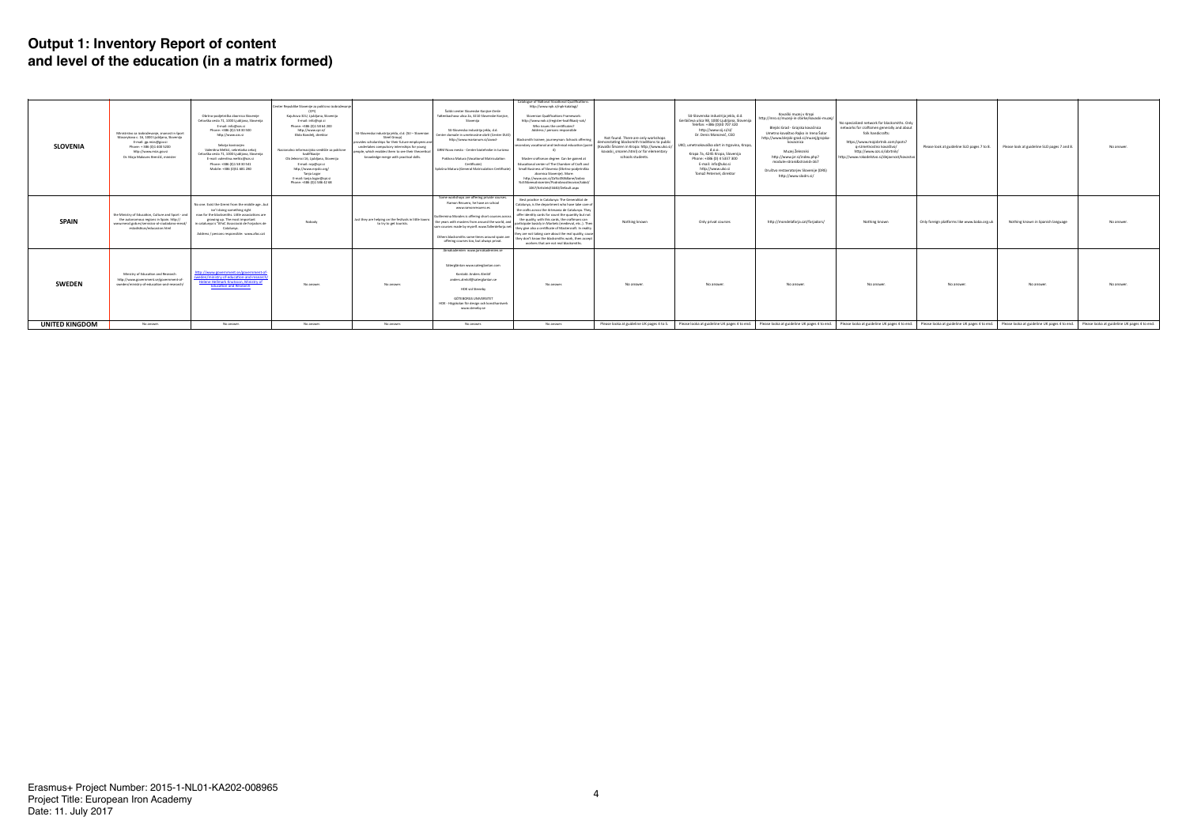# Output 1: Inventory Report of content and level of the education (in a matrix formed)

| | | | | | | | | | | | | | |
|---|---|---|---|---|---|---|---|---|---|---|---|---|---|
| **SLOVENIA** | Ministrstvo za izobraževanje, znanost in šport Masarykova c. 16, 1000 Ljubljana, Slovenija E-mail: gp.mizs@gov.si Phone: + 386 (0)1 400 5200 http://www.mizs.gov.si Dr. Maja Makovec Brenčič, minister | Obrtno-podjetniška zbornica Slovenije Celovška cesta 71, 1000 Ljubljana, Slovenija E-mail: info@ozs.si Phone: +386 (0)1 58 30 500 http://www.ozs.si Sekcija kovinarjev Valentina Melita, sekretarka sekcij Celovška cesta 71, 1000 Ljubljana, Slovenija E-mail: valentina.melita@ozs.si Phone: +386 (0)1 58 30 541 Mobile: +386 (0)51 681 290 | Center Republike Slovenije za poklicno izobraževanje (CPI) Kajuhova 32 U, Ljubljana, Slovenija E-mail: info@cpi.si Phone: +386 (0)1 58 64 200 http://www.cpi.si/ Elido Bandelj, direktor Nacionalno informacijsko središče za poklicne kvalifikacije Ob železnici 16, Ljubljana, Slovenija E-mail: npk@cpi.si http://www.nrpslo.org/ Tanja Logar E-mail: tanja.logar@cpi.si Phone: +386 (0)1 586 42 66 | SIJ-Slovenska industrija jekla, d.d. (SIJ – Slovenian Steel Group) provides scholarships for their future employees and undertakes compulsory internships for young people, which enables them to see their theoretical knowledge merge with practical skills. | Šolski center Slovenske Konjice-Zreče Tattenbachova ulica 2a, 3210 Slovenske Konjice, Slovenija SIJ-Slovenska industrija jekla, d.d. Center domače in umetnostne obrti (Center DUO) http://www.mostovnam.si/zavod/ ERM Novo mesto - Center biotehnike in turizma Poklicna Matura (Vocational Matriculation Certificate) Splošna Matura (General Matriculation Certificate) | Catalogue of National Vocational Qualifications: http://www.npk.si/npk-katalog/ Slovenian Qualifications Framework: http://www.nok.si/register-kvalifikacij-nok/ Who issues the certificates? Address / persons responsible Blacksmith (smee, journeyman: Schools offering secondary vocational and technical education (point 3) Master craftsmen degree: Can be gained at Educational center of The Chamber of Craft and Small Business of Slovenia (Obrtno-podjetniška zbornica Slovenije). More: http://www.ozs.si/Izobraževanje/Izobraževanje/Mojstrski izpiti/Podrobnosti/sodelovanje/Default.aspx | Not found. There are only workshops demonstrating blacksmith traditions to public (Kovaški Šmarem in Kropa: http://www.uko.si/kovaski_smaren.html) or for elementary schools students. | SIJ-Slovenska industrija jekla, d.d. Gerbičeva ulica 98, 1000 Ljubljana, Slovenija Telefon: +386 (0)1(0 707 320 http://www.sij.si/sl/ Dr. Denis Mancinić, CEO UKO, umetnokovaška obrt in trgovina, Kropa, d.o.o. Kropa 7a, 4245 Kropa, Slovenija Phone: +386 (0) 4 5337 300 E-mail: info@uko.si http://www.uko.si Tomaž Petersel, direktor | Kovaški muzej v Kropi http://mro.si/muzeji-in-zbirke/kovaski-muzej/ Bleiski Grad - Grajska kovačnica Umetno kovačno Kajko in mena Šolar http://www.blejski-grad.si/muzej/grajska-kovacnica Muzej Železniki http://www.pr.si/index.php?module=strani&stranid=167 Društvo restavratorjev Slovenije (DRS) http://www.skdrs.si/ | No specialized network for blacksmiths. Only networks for craftsmen generally and about folk handicrafts: https://www.mojobrtnik.com/sports? q=Umetnostno kovaštvo/ http://www.ozs.si/obrtnik/ http://www.rokodelstvo.si/dejavnost/kovastvo | Please look at guideline SLO pages 7 to 8. | Please look at guideline SLO pages 7 and 8. | No answer. |
| **SPAIN** | the Ministry of Education, Culture and Sport - and the autonomous regions in Spain: http://www.mecd.gob.es/servicios-al-ciudadano-mecd/estadisticas/educacion.html | No one. Exist the Gremi from the middle age , but isn't doing something right now for the blacksmiths. Little associations are growing up. The most important in catalunya is "AFoC Associació de Forjadors de Catalunya. Address / persons responsible: www.afoc.cat | Nobody | Just they are helping on the festivals in little towns to try to get tourists. | Some workshops are offering private courses. Roman Recuero, he have an school www.romanrecuero.es Guillermina Morales is offering short courses across the years with masters from around the world, and own courses made by myself. www.fallerdeforja.net Others blacksmiths some times around spain are offering courses too, but always privat. | Best practice in Catalunya: The Generalitat de Catalunya, is the department who have take care of the crafts across the Artesania de Catalunya. They offer identity cards for count the quantity but not the quality, with this cards, the craftsmen can participate basicly in Markets (medieval, etc...). Then they give also a certificate of Mastercraft. In reality they are not taking care about the real quality, cause they don't know the blacksmiths work, then accept workers that are not real blacksmiths. | Nothing known | Only privat courses | http://mestreforja.cat/forjadors/ | Nothing known | Only foreign platforms like www.baba.org.uk | Nothing known in Spanish language | No answer. |
| **SWEDEN** | Ministry of Education and Research http://www.government.se/government-of-sweden/ministry-of-education-and-research/ | http://www.government.se/government-of-sweden/ministry-of-education-and-research/ Helene Hellmark Knutsson, Ministry of Education and Research | No answer. | No answer. | Järnakademien: www.jarnakademien.se Sätergläntan www.saterglantan.com Kontakt: Anders Ahnlöf anders.ahnlof@saterglantan.se HDK vid Steneby GÖTEBORGS UNIVERSITET HDK - Högskolan för design och konsthantverk www.steneby.se | No answer. | No answer. | No answer. | No answer. | No answer. | No answer. | No answer. | No answer. |
| **UNITED KINGDOM** | No answer. | No answer. | No answer. | No answer. | No answer. | No answer. | Please looks at guideline UK pages 4 to 5. | Please looks at guideline UK pages 4 to end. | Please looks at guideline UK pages 4 to end. | Please looks at guideline UK pages 4 to end. | Please looks at guideline UK pages 4 to end. | Please looks at guideline UK pages 4 to end. | Please looks at guideline UK pages 4 to end. |

Erasmus+ Project Number: 2015-1-NL01-KA202-008965
Project Title: European Iron Academy
Date: 11. July 2017